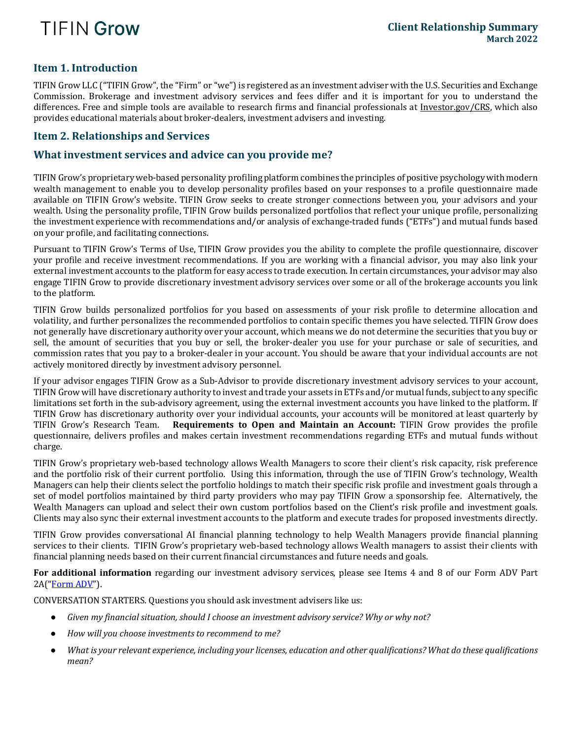TIFIN Grow

**Client Relationship Summary**
**March 2022**

## Item 1. Introduction

TIFIN Grow LLC ("TIFIN Grow", the "Firm" or "we") is registered as an investment adviser with the U.S. Securities and Exchange Commission. Brokerage and investment advisory services and fees differ and it is important for you to understand the differences. Free and simple tools are available to research firms and financial professionals at Investor.gov/CRS, which also provides educational materials about broker-dealers, investment advisers and investing.

## Item 2. Relationships and Services

### What investment services and advice can you provide me?

TIFIN Grow's proprietary web-based personality profiling platform combines the principles of positive psychology with modern wealth management to enable you to develop personality profiles based on your responses to a profile questionnaire made available on TIFIN Grow's website. TIFIN Grow seeks to create stronger connections between you, your advisors and your wealth. Using the personality profile, TIFIN Grow builds personalized portfolios that reflect your unique profile, personalizing the investment experience with recommendations and/or analysis of exchange-traded funds ("ETFs") and mutual funds based on your profile, and facilitating connections.

Pursuant to TIFIN Grow's Terms of Use, TIFIN Grow provides you the ability to complete the profile questionnaire, discover your profile and receive investment recommendations. If you are working with a financial advisor, you may also link your external investment accounts to the platform for easy access to trade execution. In certain circumstances, your advisor may also engage TIFIN Grow to provide discretionary investment advisory services over some or all of the brokerage accounts you link to the platform.

TIFIN Grow builds personalized portfolios for you based on assessments of your risk profile to determine allocation and volatility, and further personalizes the recommended portfolios to contain specific themes you have selected. TIFIN Grow does not generally have discretionary authority over your account, which means we do not determine the securities that you buy or sell, the amount of securities that you buy or sell, the broker-dealer you use for your purchase or sale of securities, and commission rates that you pay to a broker-dealer in your account. You should be aware that your individual accounts are not actively monitored directly by investment advisory personnel.

If your advisor engages TIFIN Grow as a Sub-Advisor to provide discretionary investment advisory services to your account, TIFIN Grow will have discretionary authority to invest and trade your assets in ETFs and/or mutual funds, subject to any specific limitations set forth in the sub-advisory agreement, using the external investment accounts you have linked to the platform. If TIFIN Grow has discretionary authority over your individual accounts, your accounts will be monitored at least quarterly by TIFIN Grow's Research Team. **Requirements to Open and Maintain an Account:** TIFIN Grow provides the profile questionnaire, delivers profiles and makes certain investment recommendations regarding ETFs and mutual funds without charge.

TIFIN Grow's proprietary web-based technology allows Wealth Managers to score their client's risk capacity, risk preference and the portfolio risk of their current portfolio. Using this information, through the use of TIFIN Grow's technology, Wealth Managers can help their clients select the portfolio holdings to match their specific risk profile and investment goals through a set of model portfolios maintained by third party providers who may pay TIFIN Grow a sponsorship fee. Alternatively, the Wealth Managers can upload and select their own custom portfolios based on the Client's risk profile and investment goals. Clients may also sync their external investment accounts to the platform and execute trades for proposed investments directly.

TIFIN Grow provides conversational AI financial planning technology to help Wealth Managers provide financial planning services to their clients. TIFIN Grow's proprietary web-based technology allows Wealth managers to assist their clients with financial planning needs based on their current financial circumstances and future needs and goals.

**For additional information** regarding our investment advisory services, please see Items 4 and 8 of our Form ADV Part 2A("Form ADV").

CONVERSATION STARTERS. Questions you should ask investment advisers like us:

- *Given my financial situation, should I choose an investment advisory service? Why or why not?*
- *How will you choose investments to recommend to me?*
- *What is your relevant experience, including your licenses, education and other qualifications? What do these qualifications mean?*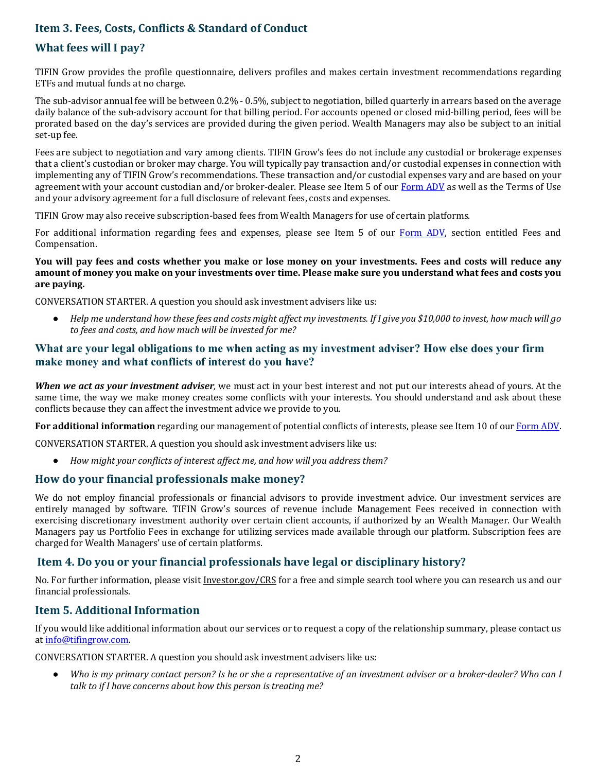## Item 3. Fees, Costs, Conflicts & Standard of Conduct

### What fees will I pay?

TIFIN Grow provides the profile questionnaire, delivers profiles and makes certain investment recommendations regarding ETFs and mutual funds at no charge.

The sub-advisor annual fee will be between 0.2% - 0.5%, subject to negotiation, billed quarterly in arrears based on the average daily balance of the sub-advisory account for that billing period. For accounts opened or closed mid-billing period, fees will be prorated based on the day's services are provided during the given period. Wealth Managers may also be subject to an initial set-up fee.

Fees are subject to negotiation and vary among clients. TIFIN Grow's fees do not include any custodial or brokerage expenses that a client's custodian or broker may charge. You will typically pay transaction and/or custodial expenses in connection with implementing any of TIFIN Grow's recommendations. These transaction and/or custodial expenses vary and are based on your agreement with your account custodian and/or broker-dealer. Please see Item 5 of our Form ADV as well as the Terms of Use and your advisory agreement for a full disclosure of relevant fees, costs and expenses.

TIFIN Grow may also receive subscription-based fees from Wealth Managers for use of certain platforms.

For additional information regarding fees and expenses, please see Item 5 of our Form ADV, section entitled Fees and Compensation.

**You will pay fees and costs whether you make or lose money on your investments. Fees and costs will reduce any amount of money you make on your investments over time. Please make sure you understand what fees and costs you are paying.**

CONVERSATION STARTER. A question you should ask investment advisers like us:

- *Help me understand how these fees and costs might affect my investments. If I give you $10,000 to invest, how much will go to fees and costs, and how much will be invested for me?*

### What are your legal obligations to me when acting as my investment adviser? How else does your firm make money and what conflicts of interest do you have?

***When we act as your investment adviser***, we must act in your best interest and not put our interests ahead of yours. At the same time, the way we make money creates some conflicts with your interests. You should understand and ask about these conflicts because they can affect the investment advice we provide to you.

**For additional information** regarding our management of potential conflicts of interests, please see Item 10 of our Form ADV.

CONVERSATION STARTER. A question you should ask investment advisers like us:

- *How might your conflicts of interest affect me, and how will you address them?*

### How do your financial professionals make money?

We do not employ financial professionals or financial advisors to provide investment advice. Our investment services are entirely managed by software. TIFIN Grow's sources of revenue include Management Fees received in connection with exercising discretionary investment authority over certain client accounts, if authorized by an Wealth Manager. Our Wealth Managers pay us Portfolio Fees in exchange for utilizing services made available through our platform. Subscription fees are charged for Wealth Managers' use of certain platforms.

## Item 4. Do you or your financial professionals have legal or disciplinary history?

No. For further information, please visit Investor.gov/CRS for a free and simple search tool where you can research us and our financial professionals.

## Item 5. Additional Information

If you would like additional information about our services or to request a copy of the relationship summary, please contact us at info@tifingrow.com.

CONVERSATION STARTER. A question you should ask investment advisers like us:

- *Who is my primary contact person? Is he or she a representative of an investment adviser or a broker-dealer? Who can I talk to if I have concerns about how this person is treating me?*